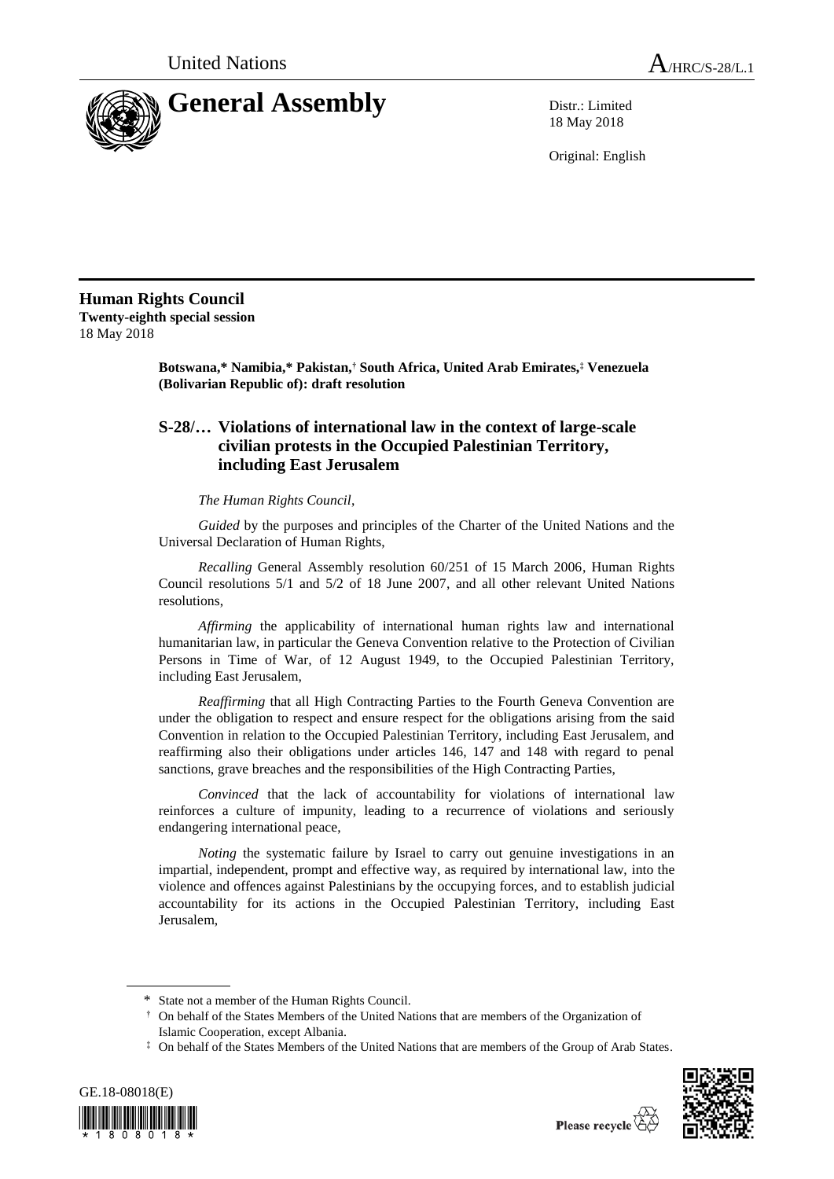United Nations

A/HRC/S-28/L.1

# General Assembly

Distr.: Limited
18 May 2018

Original: English

**Human Rights Council**
**Twenty-eighth special session**
18 May 2018

**Botswana,\* Namibia,\* Pakistan,† South Africa, United Arab Emirates,‡ Venezuela (Bolivarian Republic of): draft resolution**

## S-28/… Violations of international law in the context of large-scale civilian protests in the Occupied Palestinian Territory, including East Jerusalem

*The Human Rights Council*,

*Guided* by the purposes and principles of the Charter of the United Nations and the Universal Declaration of Human Rights,

*Recalling* General Assembly resolution 60/251 of 15 March 2006, Human Rights Council resolutions 5/1 and 5/2 of 18 June 2007, and all other relevant United Nations resolutions,

*Affirming* the applicability of international human rights law and international humanitarian law, in particular the Geneva Convention relative to the Protection of Civilian Persons in Time of War, of 12 August 1949, to the Occupied Palestinian Territory, including East Jerusalem,

*Reaffirming* that all High Contracting Parties to the Fourth Geneva Convention are under the obligation to respect and ensure respect for the obligations arising from the said Convention in relation to the Occupied Palestinian Territory, including East Jerusalem, and reaffirming also their obligations under articles 146, 147 and 148 with regard to penal sanctions, grave breaches and the responsibilities of the High Contracting Parties,

*Convinced* that the lack of accountability for violations of international law reinforces a culture of impunity, leading to a recurrence of violations and seriously endangering international peace,

*Noting* the systematic failure by Israel to carry out genuine investigations in an impartial, independent, prompt and effective way, as required by international law, into the violence and offences against Palestinians by the occupying forces, and to establish judicial accountability for its actions in the Occupied Palestinian Territory, including East Jerusalem,

\* State not a member of the Human Rights Council.
† On behalf of the States Members of the United Nations that are members of the Organization of Islamic Cooperation, except Albania.
‡ On behalf of the States Members of the United Nations that are members of the Group of Arab States.

GE.18-08018(E)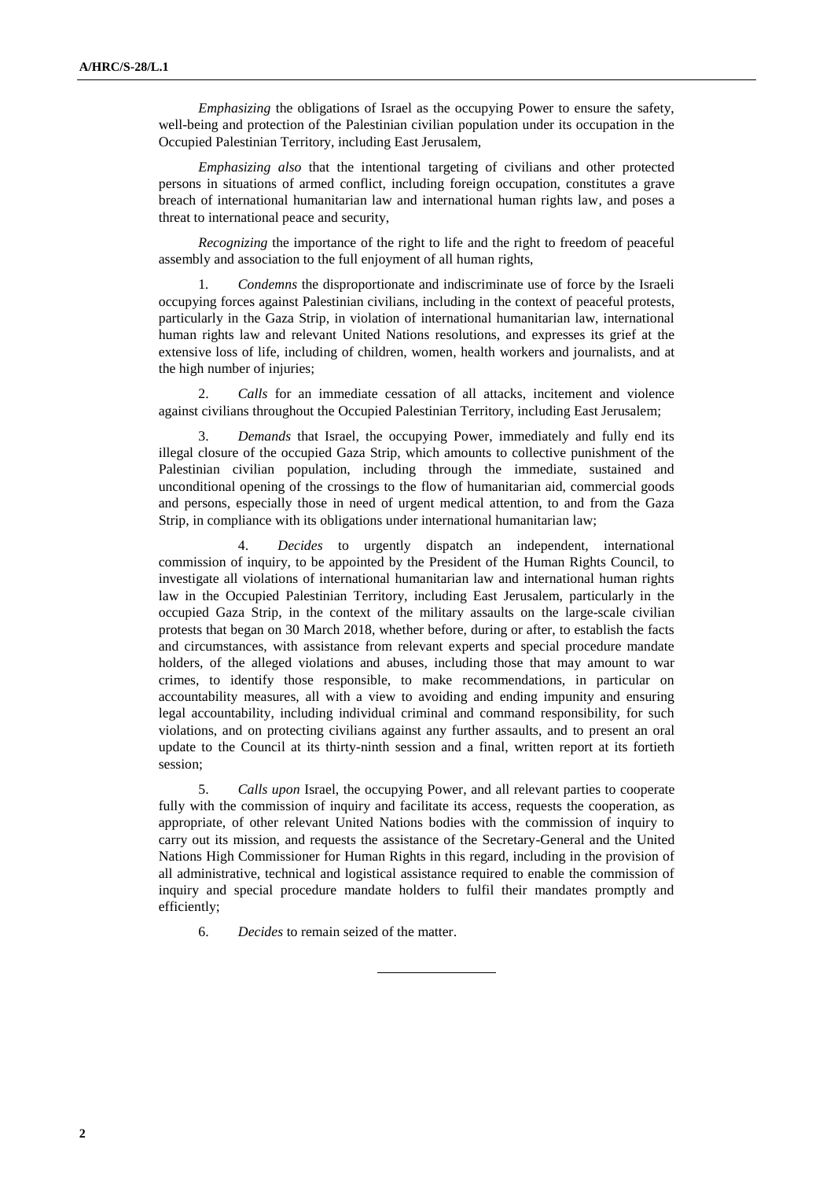*Emphasizing* the obligations of Israel as the occupying Power to ensure the safety, well-being and protection of the Palestinian civilian population under its occupation in the Occupied Palestinian Territory, including East Jerusalem,

*Emphasizing also* that the intentional targeting of civilians and other protected persons in situations of armed conflict, including foreign occupation, constitutes a grave breach of international humanitarian law and international human rights law, and poses a threat to international peace and security,

*Recognizing* the importance of the right to life and the right to freedom of peaceful assembly and association to the full enjoyment of all human rights,

1. *Condemns* the disproportionate and indiscriminate use of force by the Israeli occupying forces against Palestinian civilians, including in the context of peaceful protests, particularly in the Gaza Strip, in violation of international humanitarian law, international human rights law and relevant United Nations resolutions, and expresses its grief at the extensive loss of life, including of children, women, health workers and journalists, and at the high number of injuries;

2. *Calls* for an immediate cessation of all attacks, incitement and violence against civilians throughout the Occupied Palestinian Territory, including East Jerusalem;

3. *Demands* that Israel, the occupying Power, immediately and fully end its illegal closure of the occupied Gaza Strip, which amounts to collective punishment of the Palestinian civilian population, including through the immediate, sustained and unconditional opening of the crossings to the flow of humanitarian aid, commercial goods and persons, especially those in need of urgent medical attention, to and from the Gaza Strip, in compliance with its obligations under international humanitarian law;

4. *Decides* to urgently dispatch an independent, international commission of inquiry, to be appointed by the President of the Human Rights Council, to investigate all violations of international humanitarian law and international human rights law in the Occupied Palestinian Territory, including East Jerusalem, particularly in the occupied Gaza Strip, in the context of the military assaults on the large-scale civilian protests that began on 30 March 2018, whether before, during or after, to establish the facts and circumstances, with assistance from relevant experts and special procedure mandate holders, of the alleged violations and abuses, including those that may amount to war crimes, to identify those responsible, to make recommendations, in particular on accountability measures, all with a view to avoiding and ending impunity and ensuring legal accountability, including individual criminal and command responsibility, for such violations, and on protecting civilians against any further assaults, and to present an oral update to the Council at its thirty-ninth session and a final, written report at its fortieth session;

5. *Calls upon* Israel, the occupying Power, and all relevant parties to cooperate fully with the commission of inquiry and facilitate its access, requests the cooperation, as appropriate, of other relevant United Nations bodies with the commission of inquiry to carry out its mission, and requests the assistance of the Secretary-General and the United Nations High Commissioner for Human Rights in this regard, including in the provision of all administrative, technical and logistical assistance required to enable the commission of inquiry and special procedure mandate holders to fulfil their mandates promptly and efficiently;

6. *Decides* to remain seized of the matter.